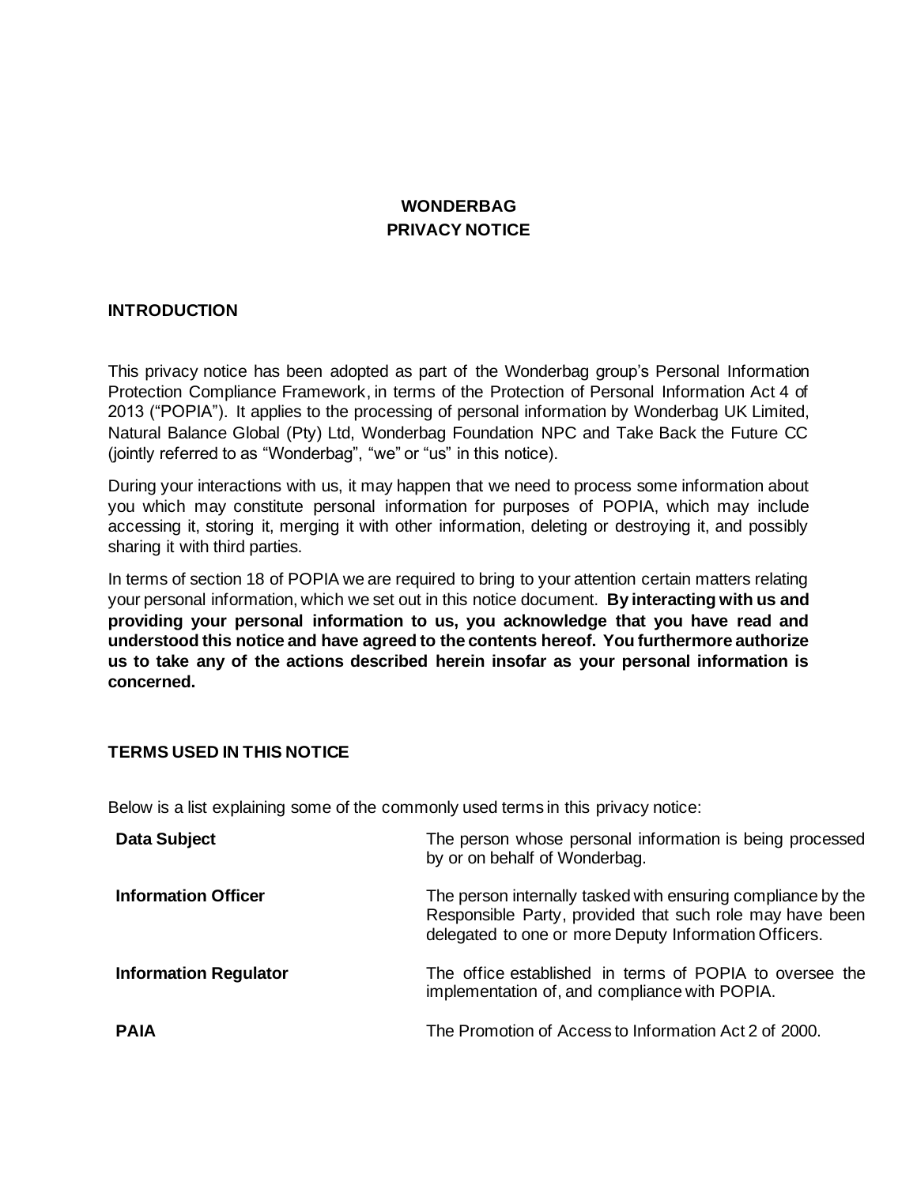# WONDERBAG
## PRIVACY NOTICE

## INTRODUCTION

This privacy notice has been adopted as part of the Wonderbag group's Personal Information Protection Compliance Framework, in terms of the Protection of Personal Information Act 4 of 2013 ("POPIA"). It applies to the processing of personal information by Wonderbag UK Limited, Natural Balance Global (Pty) Ltd, Wonderbag Foundation NPC and Take Back the Future CC (jointly referred to as "Wonderbag", "we" or "us" in this notice).

During your interactions with us, it may happen that we need to process some information about you which may constitute personal information for purposes of POPIA, which may include accessing it, storing it, merging it with other information, deleting or destroying it, and possibly sharing it with third parties.

In terms of section 18 of POPIA we are required to bring to your attention certain matters relating your personal information, which we set out in this notice document. **By interacting with us and providing your personal information to us, you acknowledge that you have read and understood this notice and have agreed to the contents hereof. You furthermore authorize us to take any of the actions described herein insofar as your personal information is concerned.**

## TERMS USED IN THIS NOTICE

Below is a list explaining some of the commonly used terms in this privacy notice:

| Term | Explanation |
|---|---|
| **Data Subject** | The person whose personal information is being processed by or on behalf of Wonderbag. |
| **Information Officer** | The person internally tasked with ensuring compliance by the Responsible Party, provided that such role may have been delegated to one or more Deputy Information Officers. |
| **Information Regulator** | The office established in terms of POPIA to oversee the implementation of, and compliance with POPIA. |
| **PAIA** | The Promotion of Access to Information Act 2 of 2000. |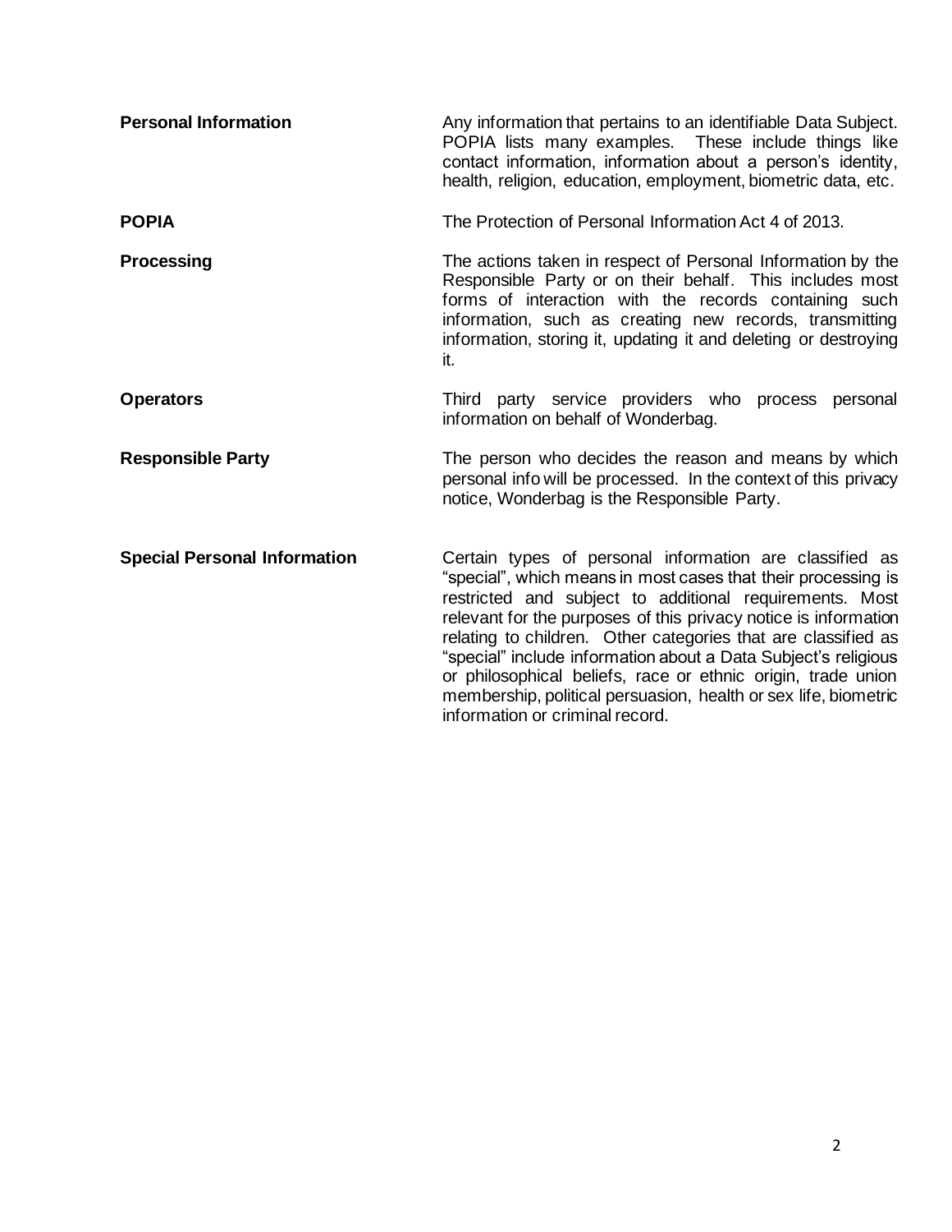| | |
|---|---|
| **Personal Information** | Any information that pertains to an identifiable Data Subject. POPIA lists many examples. These include things like contact information, information about a person's identity, health, religion, education, employment, biometric data, etc. |
| **POPIA** | The Protection of Personal Information Act 4 of 2013. |
| **Processing** | The actions taken in respect of Personal Information by the Responsible Party or on their behalf. This includes most forms of interaction with the records containing such information, such as creating new records, transmitting information, storing it, updating it and deleting or destroying it. |
| **Operators** | Third party service providers who process personal information on behalf of Wonderbag. |
| **Responsible Party** | The person who decides the reason and means by which personal info will be processed. In the context of this privacy notice, Wonderbag is the Responsible Party. |
| **Special Personal Information** | Certain types of personal information are classified as "special", which means in most cases that their processing is restricted and subject to additional requirements. Most relevant for the purposes of this privacy notice is information relating to children. Other categories that are classified as "special" include information about a Data Subject's religious or philosophical beliefs, race or ethnic origin, trade union membership, political persuasion, health or sex life, biometric information or criminal record. |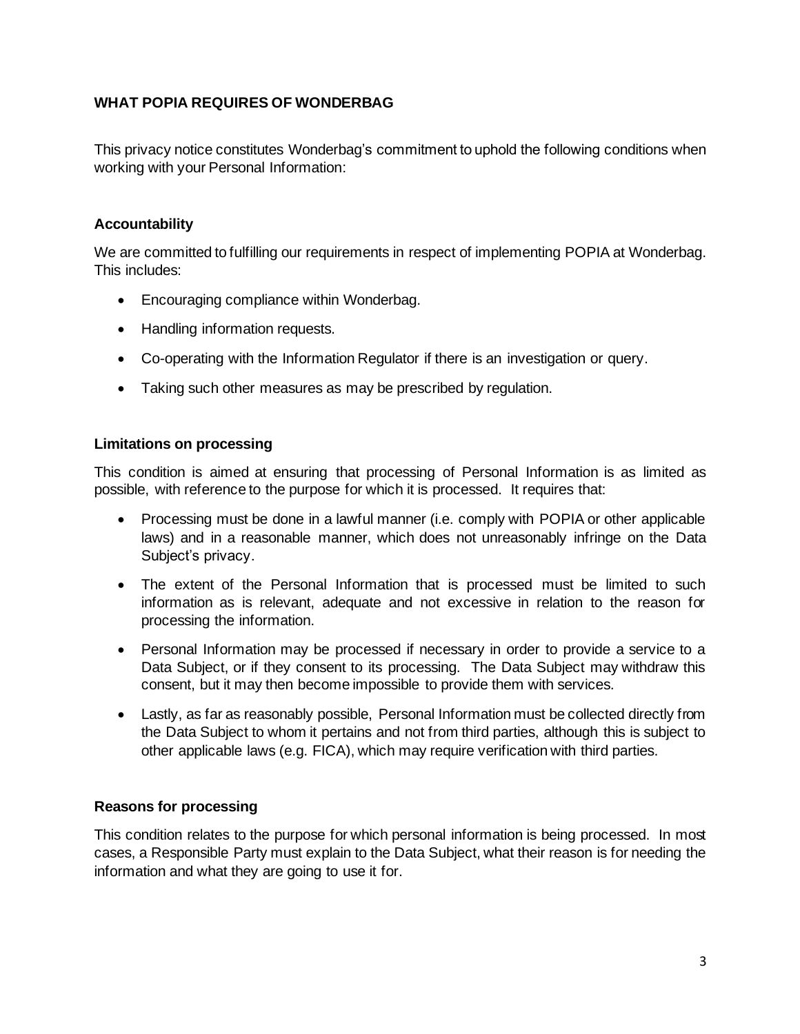## WHAT POPIA REQUIRES OF WONDERBAG

This privacy notice constitutes Wonderbag's commitment to uphold the following conditions when working with your Personal Information:

### Accountability

We are committed to fulfilling our requirements in respect of implementing POPIA at Wonderbag. This includes:

- Encouraging compliance within Wonderbag.
- Handling information requests.
- Co-operating with the Information Regulator if there is an investigation or query.
- Taking such other measures as may be prescribed by regulation.

### Limitations on processing

This condition is aimed at ensuring that processing of Personal Information is as limited as possible, with reference to the purpose for which it is processed. It requires that:

- Processing must be done in a lawful manner (i.e. comply with POPIA or other applicable laws) and in a reasonable manner, which does not unreasonably infringe on the Data Subject's privacy.
- The extent of the Personal Information that is processed must be limited to such information as is relevant, adequate and not excessive in relation to the reason for processing the information.
- Personal Information may be processed if necessary in order to provide a service to a Data Subject, or if they consent to its processing. The Data Subject may withdraw this consent, but it may then become impossible to provide them with services.
- Lastly, as far as reasonably possible, Personal Information must be collected directly from the Data Subject to whom it pertains and not from third parties, although this is subject to other applicable laws (e.g. FICA), which may require verification with third parties.

### Reasons for processing

This condition relates to the purpose for which personal information is being processed. In most cases, a Responsible Party must explain to the Data Subject, what their reason is for needing the information and what they are going to use it for.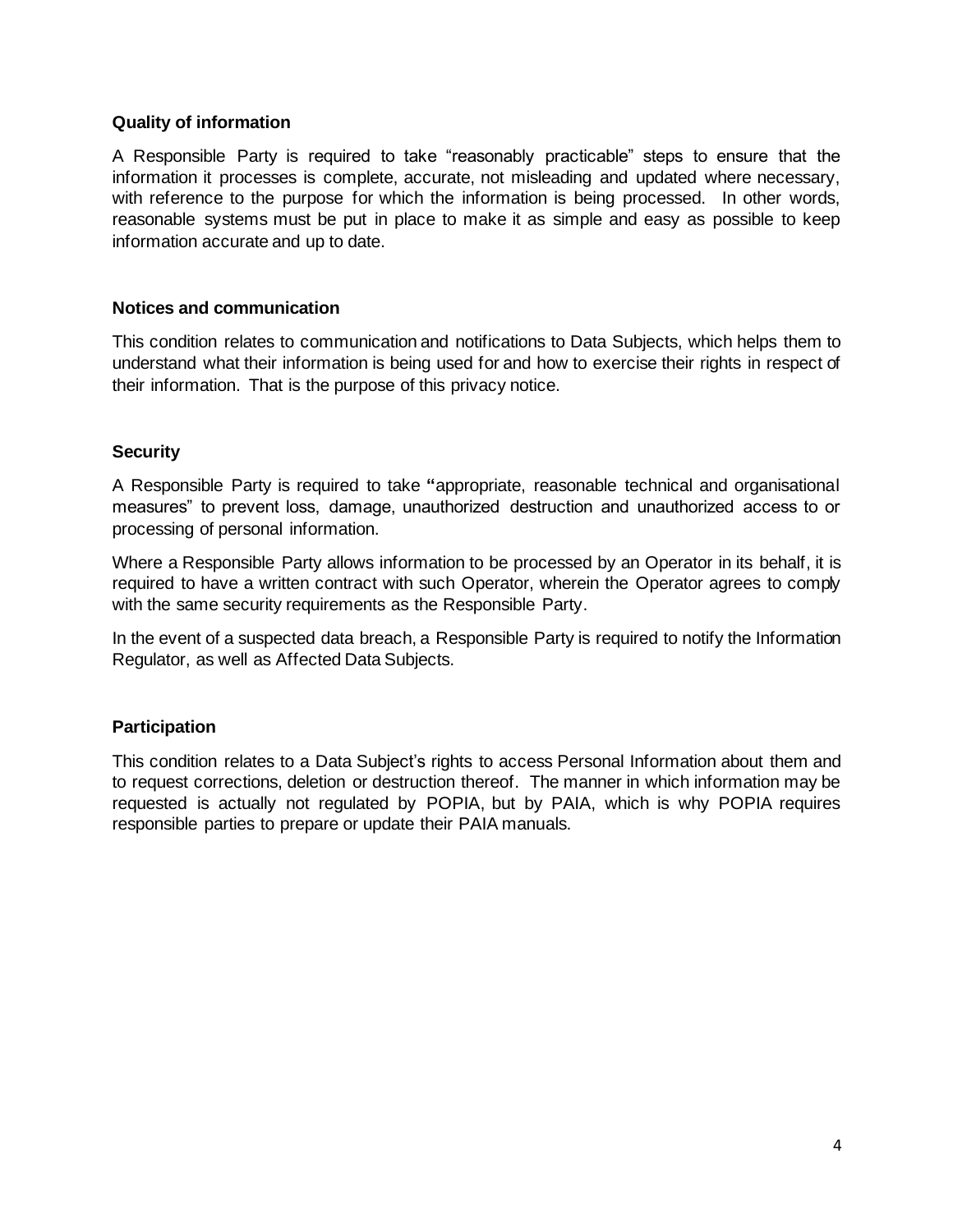### Quality of information

A Responsible Party is required to take "reasonably practicable" steps to ensure that the information it processes is complete, accurate, not misleading and updated where necessary, with reference to the purpose for which the information is being processed. In other words, reasonable systems must be put in place to make it as simple and easy as possible to keep information accurate and up to date.

### Notices and communication

This condition relates to communication and notifications to Data Subjects, which helps them to understand what their information is being used for and how to exercise their rights in respect of their information. That is the purpose of this privacy notice.

### Security

A Responsible Party is required to take "appropriate, reasonable technical and organisational measures" to prevent loss, damage, unauthorized destruction and unauthorized access to or processing of personal information.

Where a Responsible Party allows information to be processed by an Operator in its behalf, it is required to have a written contract with such Operator, wherein the Operator agrees to comply with the same security requirements as the Responsible Party.

In the event of a suspected data breach, a Responsible Party is required to notify the Information Regulator, as well as Affected Data Subjects.

### Participation

This condition relates to a Data Subject's rights to access Personal Information about them and to request corrections, deletion or destruction thereof. The manner in which information may be requested is actually not regulated by POPIA, but by PAIA, which is why POPIA requires responsible parties to prepare or update their PAIA manuals.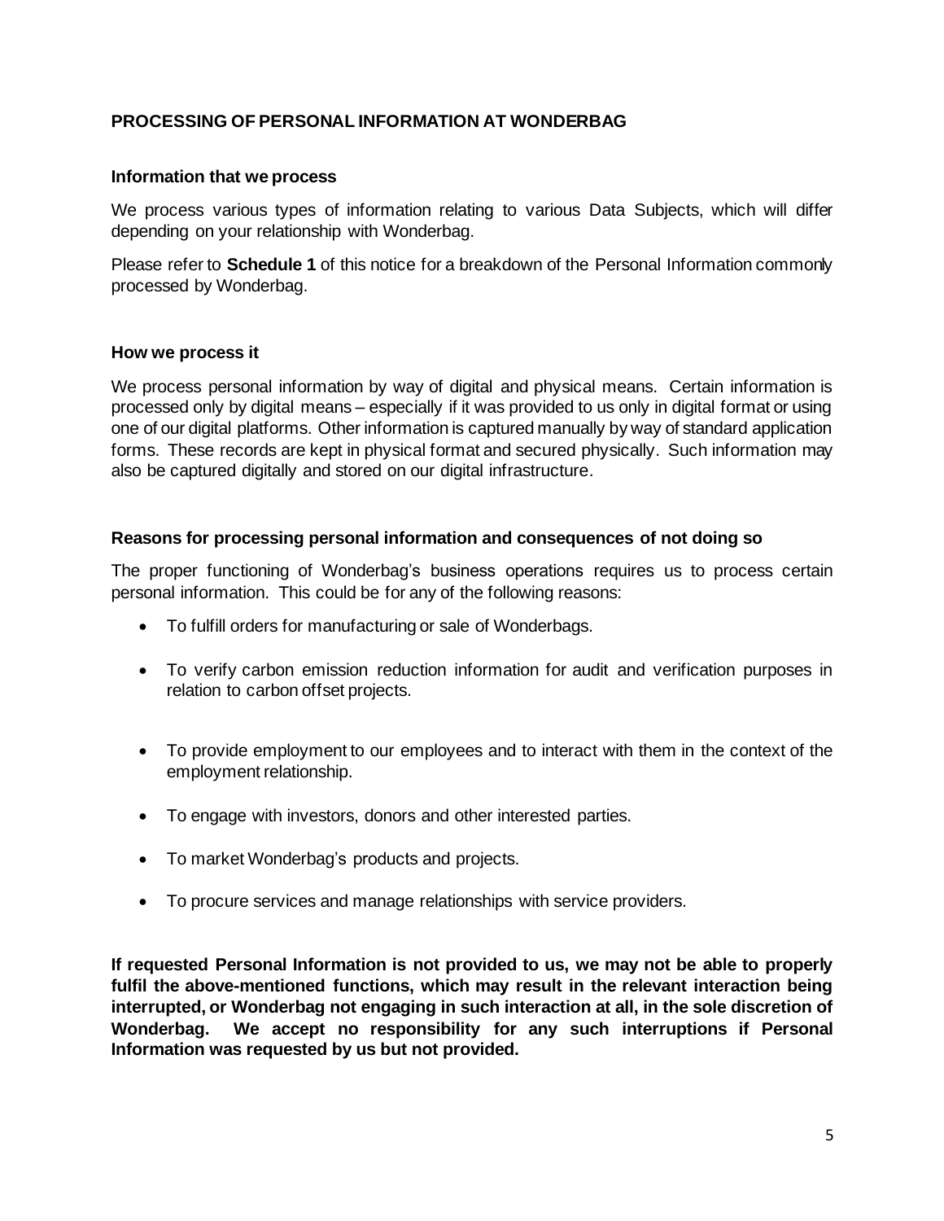## PROCESSING OF PERSONAL INFORMATION AT WONDERBAG

### Information that we process

We process various types of information relating to various Data Subjects, which will differ depending on your relationship with Wonderbag.

Please refer to **Schedule 1** of this notice for a breakdown of the Personal Information commonly processed by Wonderbag.

### How we process it

We process personal information by way of digital and physical means. Certain information is processed only by digital means – especially if it was provided to us only in digital format or using one of our digital platforms. Other information is captured manually by way of standard application forms. These records are kept in physical format and secured physically. Such information may also be captured digitally and stored on our digital infrastructure.

### Reasons for processing personal information and consequences of not doing so

The proper functioning of Wonderbag's business operations requires us to process certain personal information. This could be for any of the following reasons:

- To fulfill orders for manufacturing or sale of Wonderbags.
- To verify carbon emission reduction information for audit and verification purposes in relation to carbon offset projects.
- To provide employment to our employees and to interact with them in the context of the employment relationship.
- To engage with investors, donors and other interested parties.
- To market Wonderbag's products and projects.
- To procure services and manage relationships with service providers.

**If requested Personal Information is not provided to us, we may not be able to properly fulfil the above-mentioned functions, which may result in the relevant interaction being interrupted, or Wonderbag not engaging in such interaction at all, in the sole discretion of Wonderbag. We accept no responsibility for any such interruptions if Personal Information was requested by us but not provided.**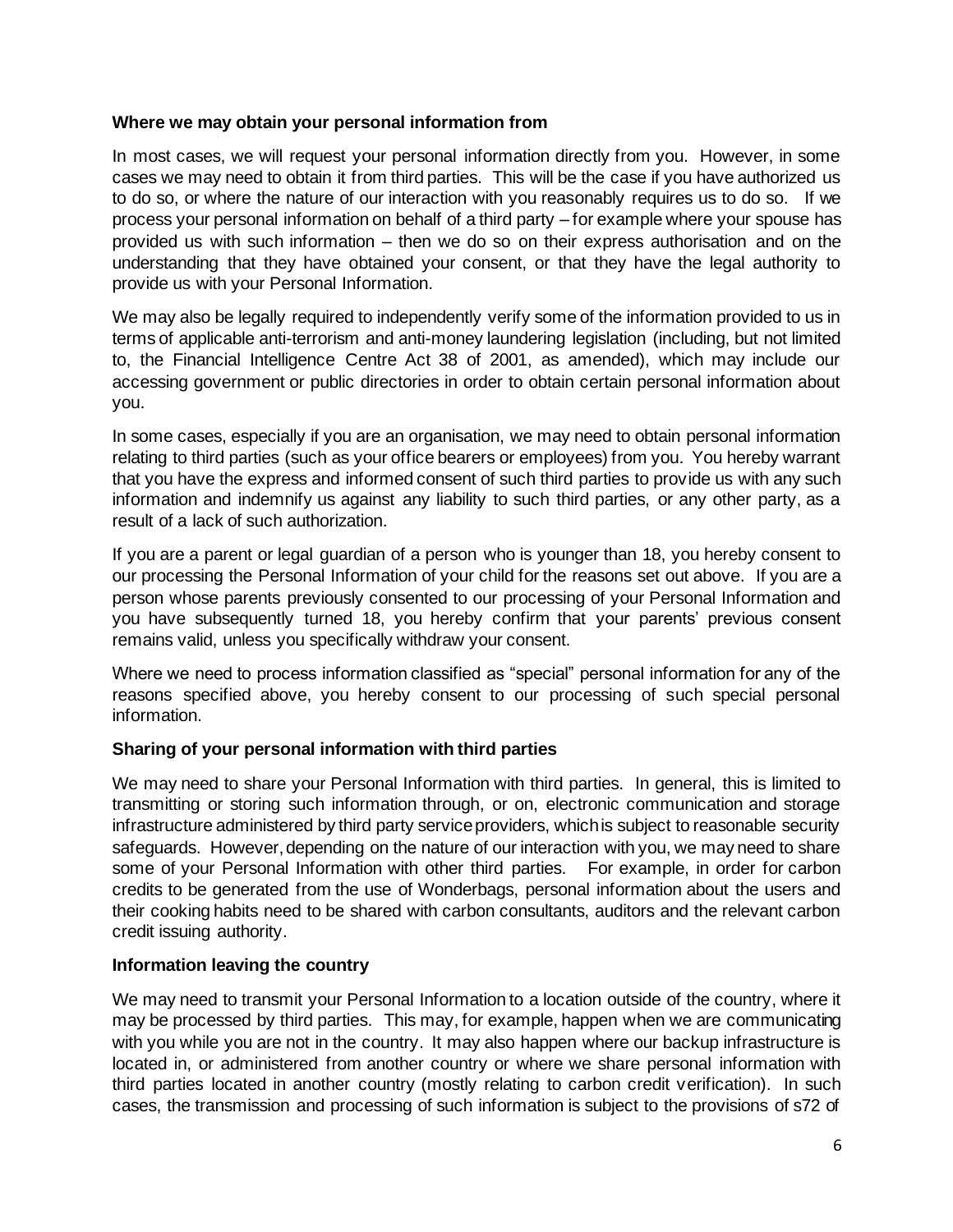**Where we may obtain your personal information from**

In most cases, we will request your personal information directly from you. However, in some cases we may need to obtain it from third parties. This will be the case if you have authorized us to do so, or where the nature of our interaction with you reasonably requires us to do so. If we process your personal information on behalf of a third party – for example where your spouse has provided us with such information – then we do so on their express authorisation and on the understanding that they have obtained your consent, or that they have the legal authority to provide us with your Personal Information.

We may also be legally required to independently verify some of the information provided to us in terms of applicable anti-terrorism and anti-money laundering legislation (including, but not limited to, the Financial Intelligence Centre Act 38 of 2001, as amended), which may include our accessing government or public directories in order to obtain certain personal information about you.

In some cases, especially if you are an organisation, we may need to obtain personal information relating to third parties (such as your office bearers or employees) from you. You hereby warrant that you have the express and informed consent of such third parties to provide us with any such information and indemnify us against any liability to such third parties, or any other party, as a result of a lack of such authorization.

If you are a parent or legal guardian of a person who is younger than 18, you hereby consent to our processing the Personal Information of your child for the reasons set out above. If you are a person whose parents previously consented to our processing of your Personal Information and you have subsequently turned 18, you hereby confirm that your parents' previous consent remains valid, unless you specifically withdraw your consent.

Where we need to process information classified as "special" personal information for any of the reasons specified above, you hereby consent to our processing of such special personal information.

**Sharing of your personal information with third parties**

We may need to share your Personal Information with third parties. In general, this is limited to transmitting or storing such information through, or on, electronic communication and storage infrastructure administered by third party service providers, which is subject to reasonable security safeguards. However, depending on the nature of our interaction with you, we may need to share some of your Personal Information with other third parties. For example, in order for carbon credits to be generated from the use of Wonderbags, personal information about the users and their cooking habits need to be shared with carbon consultants, auditors and the relevant carbon credit issuing authority.

**Information leaving the country**

We may need to transmit your Personal Information to a location outside of the country, where it may be processed by third parties. This may, for example, happen when we are communicating with you while you are not in the country. It may also happen where our backup infrastructure is located in, or administered from another country or where we share personal information with third parties located in another country (mostly relating to carbon credit verification). In such cases, the transmission and processing of such information is subject to the provisions of s72 of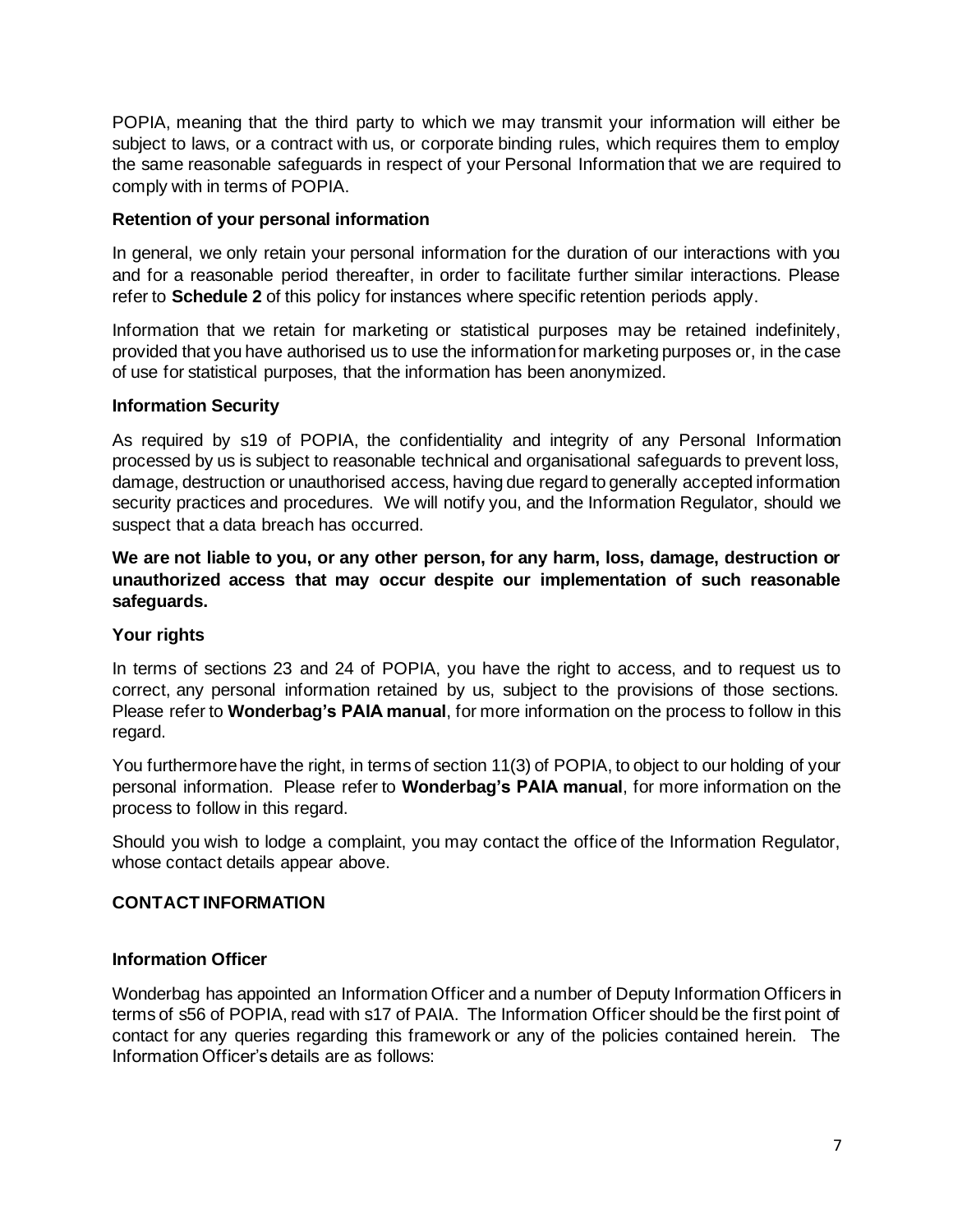POPIA, meaning that the third party to which we may transmit your information will either be subject to laws, or a contract with us, or corporate binding rules, which requires them to employ the same reasonable safeguards in respect of your Personal Information that we are required to comply with in terms of POPIA.

### Retention of your personal information

In general, we only retain your personal information for the duration of our interactions with you and for a reasonable period thereafter, in order to facilitate further similar interactions. Please refer to **Schedule 2** of this policy for instances where specific retention periods apply.

Information that we retain for marketing or statistical purposes may be retained indefinitely, provided that you have authorised us to use the information for marketing purposes or, in the case of use for statistical purposes, that the information has been anonymized.

### Information Security

As required by s19 of POPIA, the confidentiality and integrity of any Personal Information processed by us is subject to reasonable technical and organisational safeguards to prevent loss, damage, destruction or unauthorised access, having due regard to generally accepted information security practices and procedures. We will notify you, and the Information Regulator, should we suspect that a data breach has occurred.

**We are not liable to you, or any other person, for any harm, loss, damage, destruction or unauthorized access that may occur despite our implementation of such reasonable safeguards.**

### Your rights

In terms of sections 23 and 24 of POPIA, you have the right to access, and to request us to correct, any personal information retained by us, subject to the provisions of those sections. Please refer to **Wonderbag's PAIA manual**, for more information on the process to follow in this regard.

You furthermore have the right, in terms of section 11(3) of POPIA, to object to our holding of your personal information. Please refer to **Wonderbag's PAIA manual**, for more information on the process to follow in this regard.

Should you wish to lodge a complaint, you may contact the office of the Information Regulator, whose contact details appear above.

## CONTACT INFORMATION

### Information Officer

Wonderbag has appointed an Information Officer and a number of Deputy Information Officers in terms of s56 of POPIA, read with s17 of PAIA. The Information Officer should be the first point of contact for any queries regarding this framework or any of the policies contained herein. The Information Officer's details are as follows: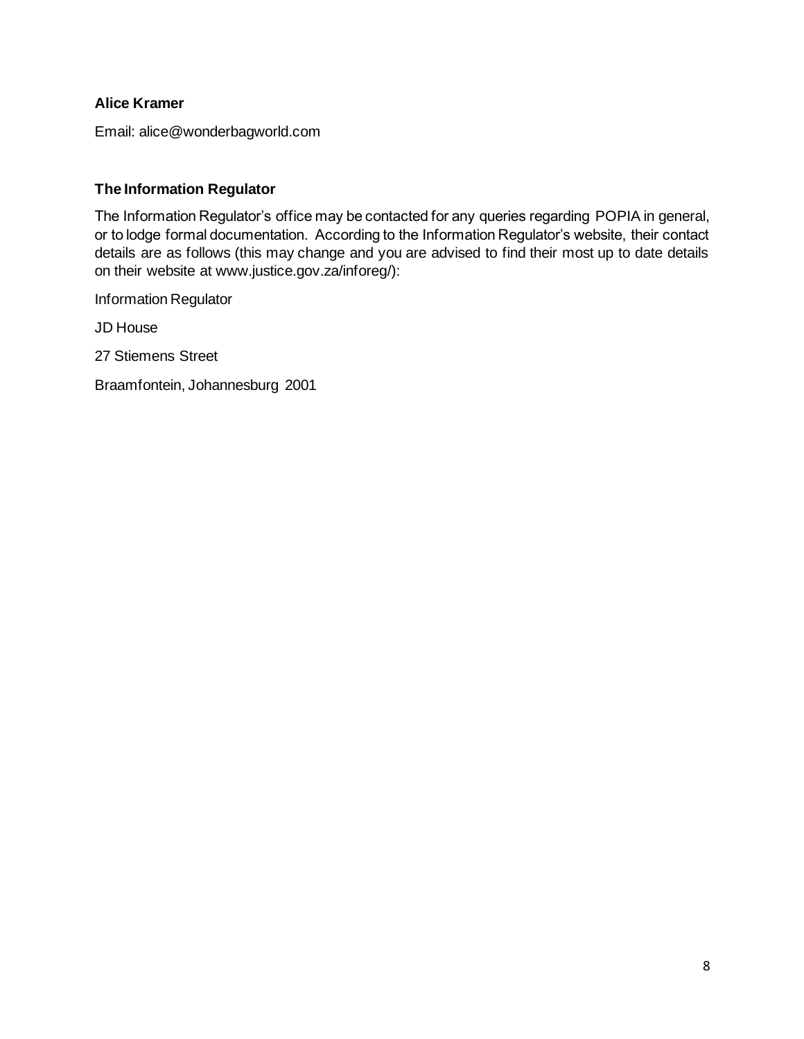**Alice Kramer**

Email: alice@wonderbagworld.com

**The Information Regulator**

The Information Regulator's office may be contacted for any queries regarding POPIA in general, or to lodge formal documentation. According to the Information Regulator's website, their contact details are as follows (this may change and you are advised to find their most up to date details on their website at www.justice.gov.za/inforeg/):

Information Regulator

JD House

27 Stiemens Street

Braamfontein, Johannesburg 2001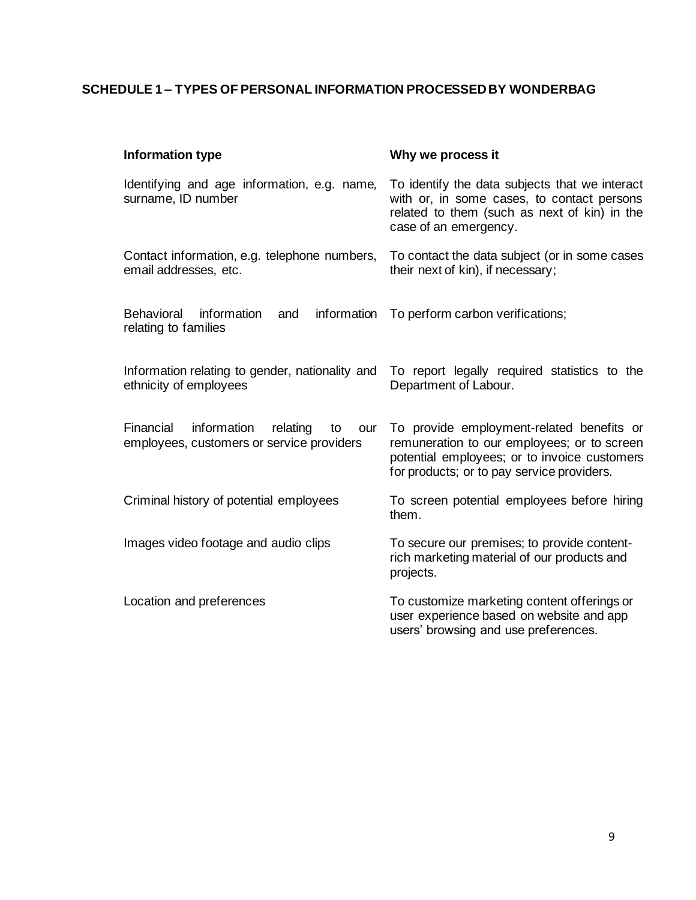## SCHEDULE 1 – TYPES OF PERSONAL INFORMATION PROCESSED BY WONDERBAG

| Information type | Why we process it |
|---|---|
| Identifying and age information, e.g. name, surname, ID number | To identify the data subjects that we interact with or, in some cases, to contact persons related to them (such as next of kin) in the case of an emergency. |
| Contact information, e.g. telephone numbers, email addresses, etc. | To contact the data subject (or in some cases their next of kin), if necessary; |
| Behavioral information and information relating to families | To perform carbon verifications; |
| Information relating to gender, nationality and ethnicity of employees | To report legally required statistics to the Department of Labour. |
| Financial information relating to our employees, customers or service providers | To provide employment-related benefits or remuneration to our employees; or to screen potential employees; or to invoice customers for products; or to pay service providers. |
| Criminal history of potential employees | To screen potential employees before hiring them. |
| Images video footage and audio clips | To secure our premises; to provide content-rich marketing material of our products and projects. |
| Location and preferences | To customize marketing content offerings or user experience based on website and app users' browsing and use preferences. |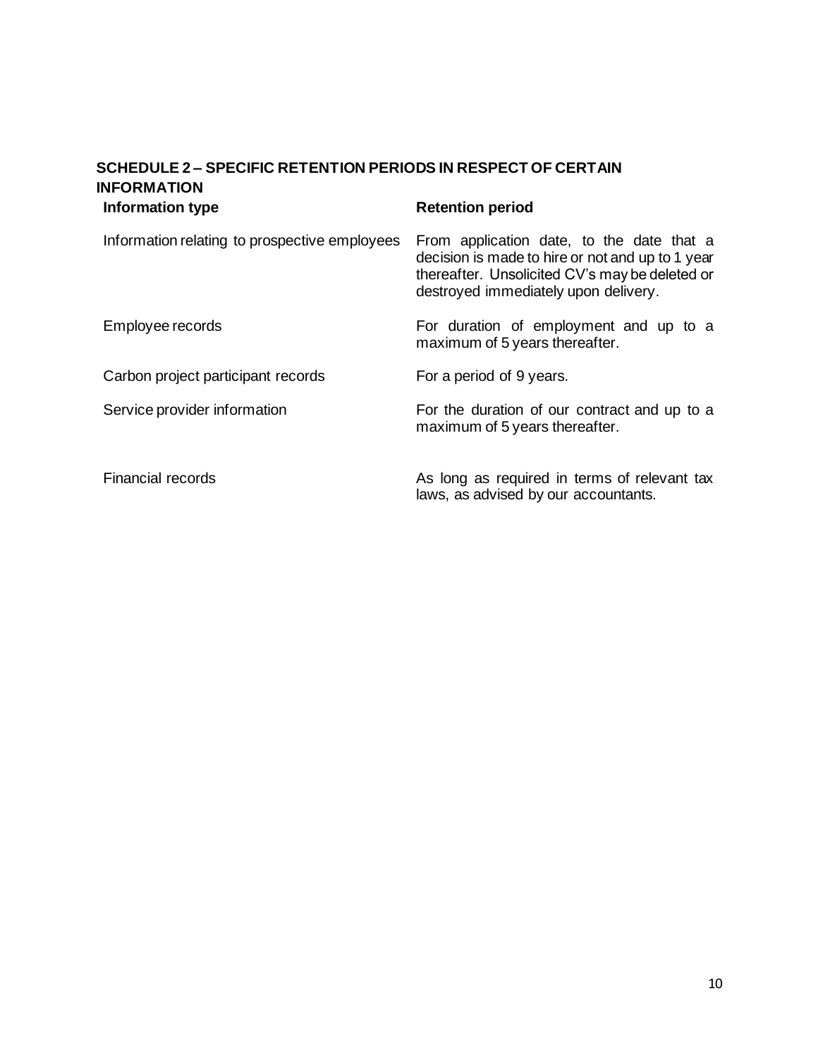## SCHEDULE 2 – SPECIFIC RETENTION PERIODS IN RESPECT OF CERTAIN INFORMATION

| **Information type** | **Retention period** |
|---|---|
| Information relating to prospective employees | From application date, to the date that a decision is made to hire or not and up to 1 year thereafter. Unsolicited CV's may be deleted or destroyed immediately upon delivery. |
| Employee records | For duration of employment and up to a maximum of 5 years thereafter. |
| Carbon project participant records | For a period of 9 years. |
| Service provider information | For the duration of our contract and up to a maximum of 5 years thereafter. |
| Financial records | As long as required in terms of relevant tax laws, as advised by our accountants. |